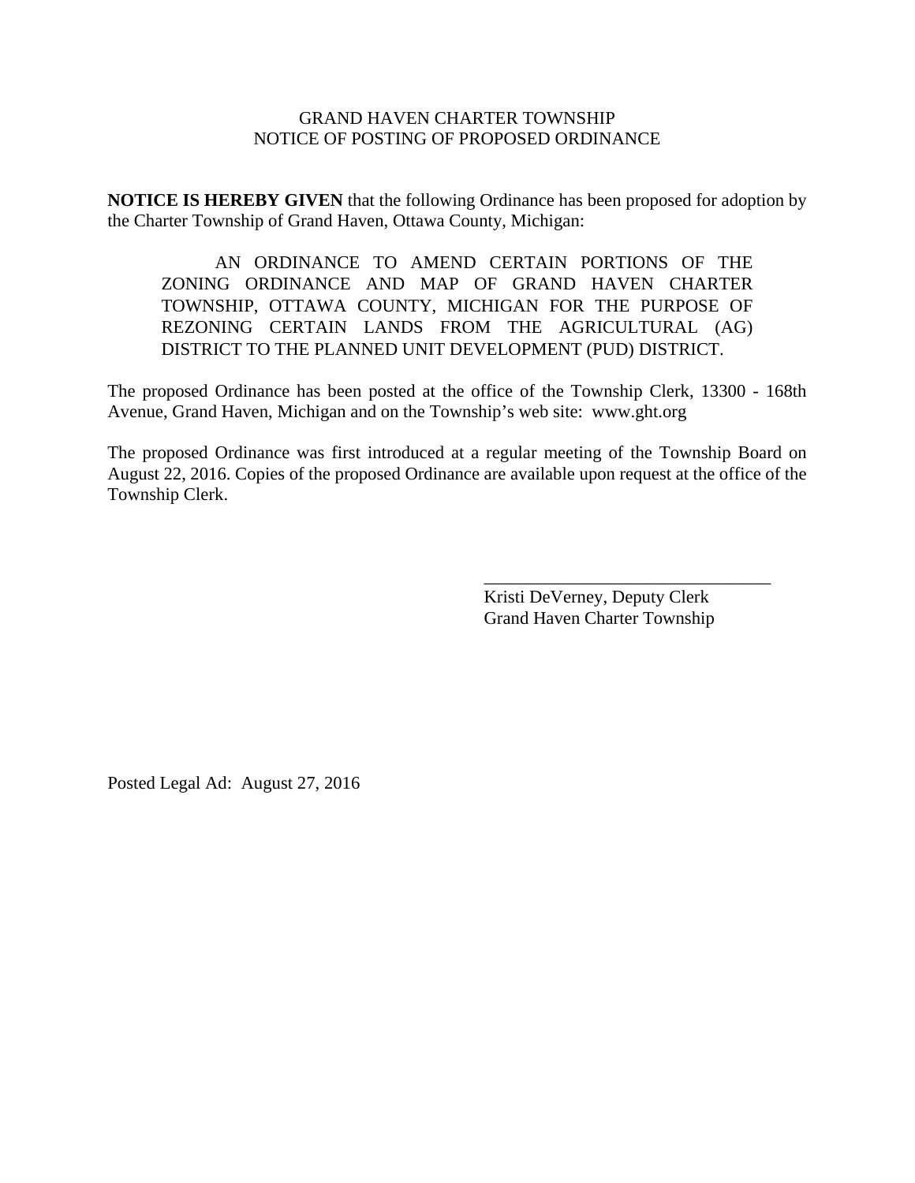GRAND HAVEN CHARTER TOWNSHIP
NOTICE OF POSTING OF PROPOSED ORDINANCE

**NOTICE IS HEREBY GIVEN** that the following Ordinance has been proposed for adoption by the Charter Township of Grand Haven, Ottawa County, Michigan:

> AN ORDINANCE TO AMEND CERTAIN PORTIONS OF THE ZONING ORDINANCE AND MAP OF GRAND HAVEN CHARTER TOWNSHIP, OTTAWA COUNTY, MICHIGAN FOR THE PURPOSE OF REZONING CERTAIN LANDS FROM THE AGRICULTURAL (AG) DISTRICT TO THE PLANNED UNIT DEVELOPMENT (PUD) DISTRICT.

The proposed Ordinance has been posted at the office of the Township Clerk, 13300 - 168th Avenue, Grand Haven, Michigan and on the Township's web site: www.ght.org

The proposed Ordinance was first introduced at a regular meeting of the Township Board on August 22, 2016. Copies of the proposed Ordinance are available upon request at the office of the Township Clerk.

_______________________________
Kristi DeVerney, Deputy Clerk
Grand Haven Charter Township

Posted Legal Ad: August 27, 2016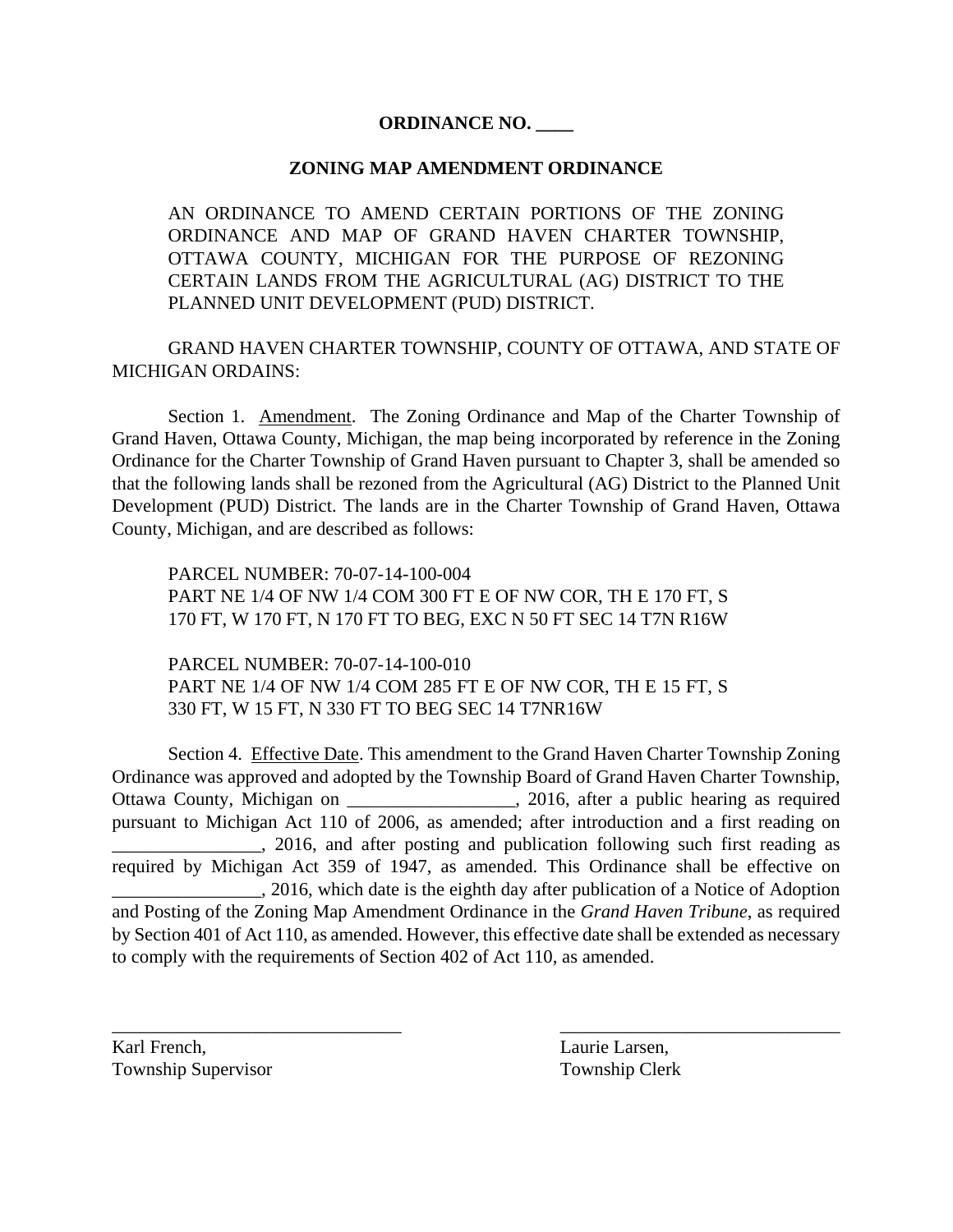**ORDINANCE NO. ____**

**ZONING MAP AMENDMENT ORDINANCE**

AN ORDINANCE TO AMEND CERTAIN PORTIONS OF THE ZONING ORDINANCE AND MAP OF GRAND HAVEN CHARTER TOWNSHIP, OTTAWA COUNTY, MICHIGAN FOR THE PURPOSE OF REZONING CERTAIN LANDS FROM THE AGRICULTURAL (AG) DISTRICT TO THE PLANNED UNIT DEVELOPMENT (PUD) DISTRICT.

GRAND HAVEN CHARTER TOWNSHIP, COUNTY OF OTTAWA, AND STATE OF MICHIGAN ORDAINS:

Section 1. Amendment. The Zoning Ordinance and Map of the Charter Township of Grand Haven, Ottawa County, Michigan, the map being incorporated by reference in the Zoning Ordinance for the Charter Township of Grand Haven pursuant to Chapter 3, shall be amended so that the following lands shall be rezoned from the Agricultural (AG) District to the Planned Unit Development (PUD) District. The lands are in the Charter Township of Grand Haven, Ottawa County, Michigan, and are described as follows:

PARCEL NUMBER: 70-07-14-100-004
PART NE 1/4 OF NW 1/4 COM 300 FT E OF NW COR, TH E 170 FT, S 170 FT, W 170 FT, N 170 FT TO BEG, EXC N 50 FT SEC 14 T7N R16W

PARCEL NUMBER: 70-07-14-100-010
PART NE 1/4 OF NW 1/4 COM 285 FT E OF NW COR, TH E 15 FT, S 330 FT, W 15 FT, N 330 FT TO BEG SEC 14 T7NR16W

Section 4. Effective Date. This amendment to the Grand Haven Charter Township Zoning Ordinance was approved and adopted by the Township Board of Grand Haven Charter Township, Ottawa County, Michigan on __________________, 2016, after a public hearing as required pursuant to Michigan Act 110 of 2006, as amended; after introduction and a first reading on ________________, 2016, and after posting and publication following such first reading as required by Michigan Act 359 of 1947, as amended. This Ordinance shall be effective on ________________, 2016, which date is the eighth day after publication of a Notice of Adoption and Posting of the Zoning Map Amendment Ordinance in the *Grand Haven Tribune*, as required by Section 401 of Act 110, as amended. However, this effective date shall be extended as necessary to comply with the requirements of Section 402 of Act 110, as amended.

_______________________________
Karl French,
Township Supervisor

_______________________________
Laurie Larsen,
Township Clerk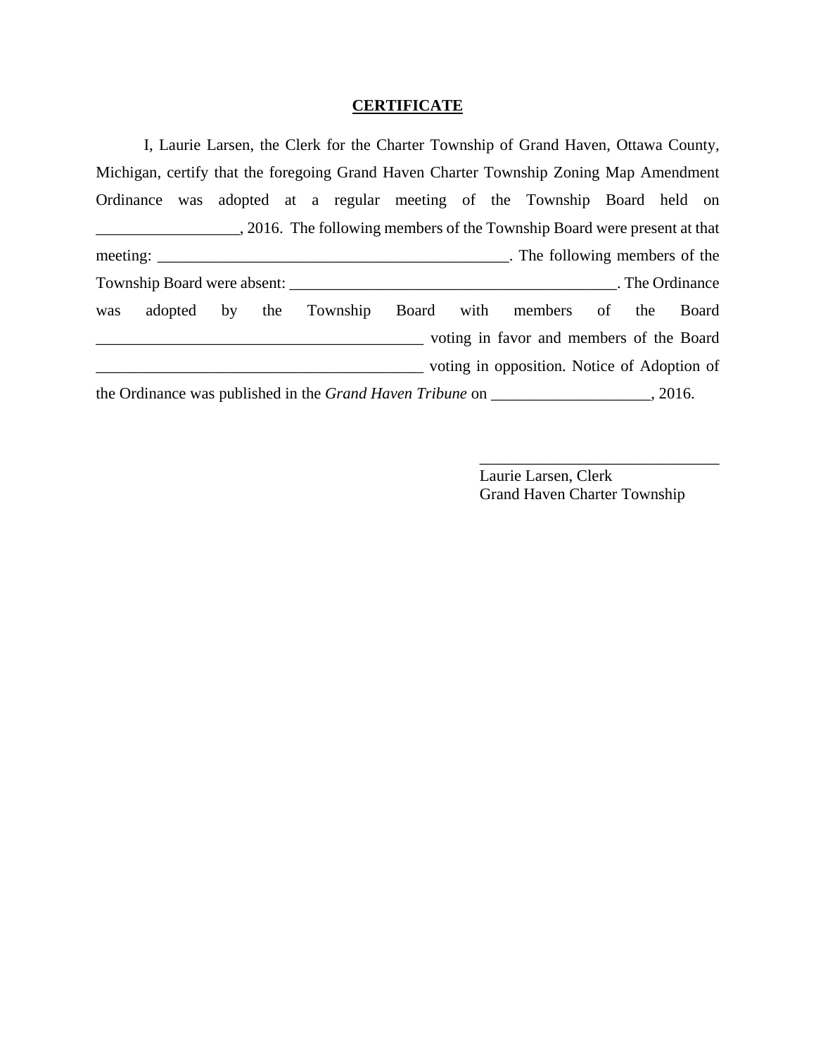**CERTIFICATE**

I, Laurie Larsen, the Clerk for the Charter Township of Grand Haven, Ottawa County, Michigan, certify that the foregoing Grand Haven Charter Township Zoning Map Amendment Ordinance was adopted at a regular meeting of the Township Board held on __________________, 2016. The following members of the Township Board were present at that meeting: ______________________________________________. The following members of the Township Board were absent: __________________________________________. The Ordinance was adopted by the Township Board with members of the Board __________________________________________ voting in favor and members of the Board __________________________________________ voting in opposition. Notice of Adoption of the Ordinance was published in the *Grand Haven Tribune* on ____________________, 2016.

_______________________________
Laurie Larsen, Clerk
Grand Haven Charter Township